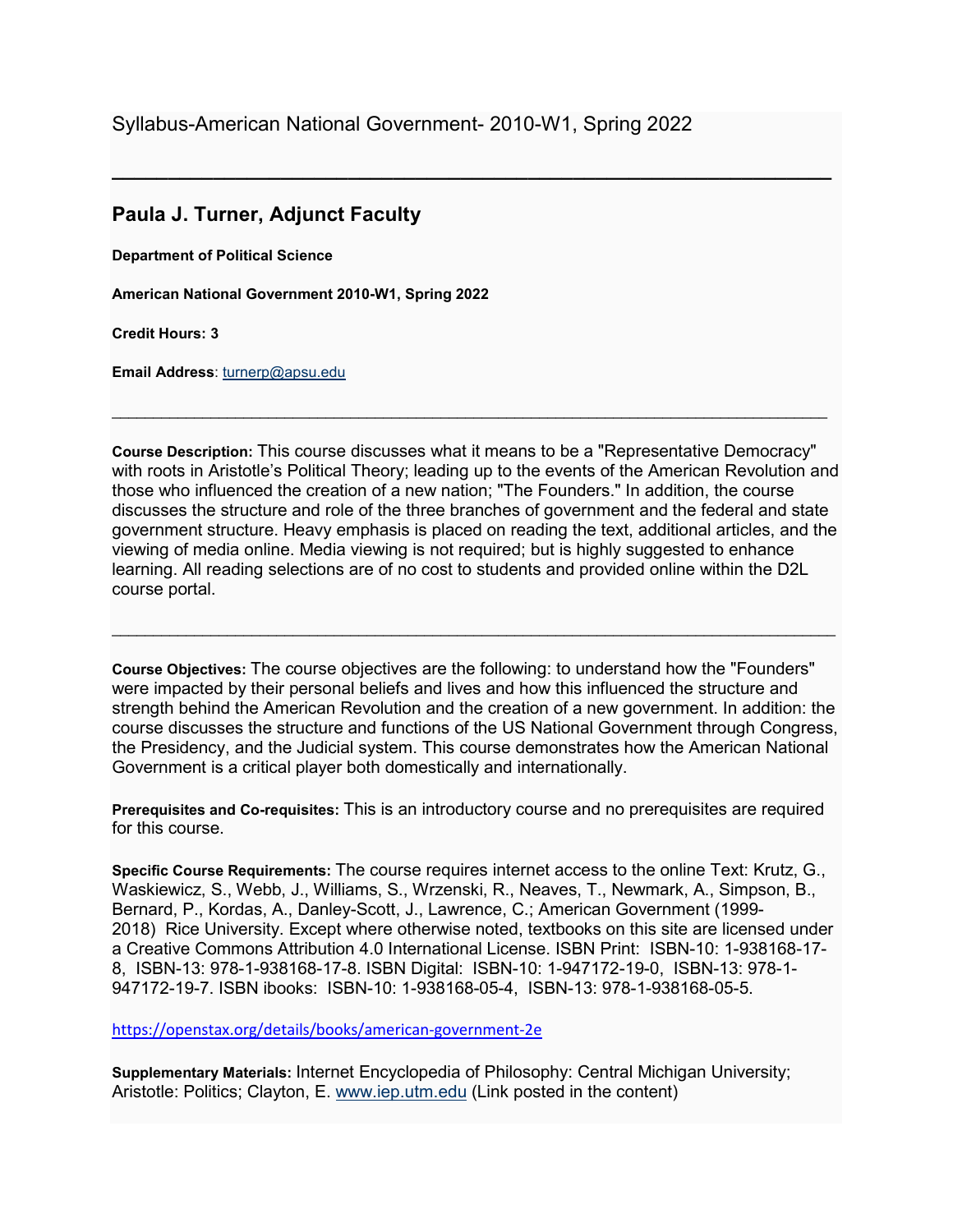# Syllabus-American National Government- 2010-W1, Spring 2022

---

## Paula J. Turner, Adjunct Faculty

**Department of Political Science**

**American National Government 2010-W1, Spring 2022**

**Credit Hours: 3**

**Email Address**: turnerp@apsu.edu

---

**Course Description:** This course discusses what it means to be a "Representative Democracy" with roots in Aristotle's Political Theory; leading up to the events of the American Revolution and those who influenced the creation of a new nation; "The Founders." In addition, the course discusses the structure and role of the three branches of government and the federal and state government structure. Heavy emphasis is placed on reading the text, additional articles, and the viewing of media online. Media viewing is not required; but is highly suggested to enhance learning. All reading selections are of no cost to students and provided online within the D2L course portal.

---

**Course Objectives:** The course objectives are the following: to understand how the "Founders" were impacted by their personal beliefs and lives and how this influenced the structure and strength behind the American Revolution and the creation of a new government. In addition: the course discusses the structure and functions of the US National Government through Congress, the Presidency, and the Judicial system. This course demonstrates how the American National Government is a critical player both domestically and internationally.

**Prerequisites and Co-requisites:** This is an introductory course and no prerequisites are required for this course.

**Specific Course Requirements:** The course requires internet access to the online Text: Krutz, G., Waskiewicz, S., Webb, J., Williams, S., Wrzenski, R., Neaves, T., Newmark, A., Simpson, B., Bernard, P., Kordas, A., Danley-Scott, J., Lawrence, C.; American Government (1999-2018) Rice University. Except where otherwise noted, textbooks on this site are licensed under a Creative Commons Attribution 4.0 International License. ISBN Print: ISBN-10: 1-938168-17-8, ISBN-13: 978-1-938168-17-8. ISBN Digital: ISBN-10: 1-947172-19-0, ISBN-13: 978-1-947172-19-7. ISBN ibooks: ISBN-10: 1-938168-05-4, ISBN-13: 978-1-938168-05-5.

https://openstax.org/details/books/american-government-2e

**Supplementary Materials:** Internet Encyclopedia of Philosophy: Central Michigan University; Aristotle: Politics; Clayton, E. www.iep.utm.edu (Link posted in the content)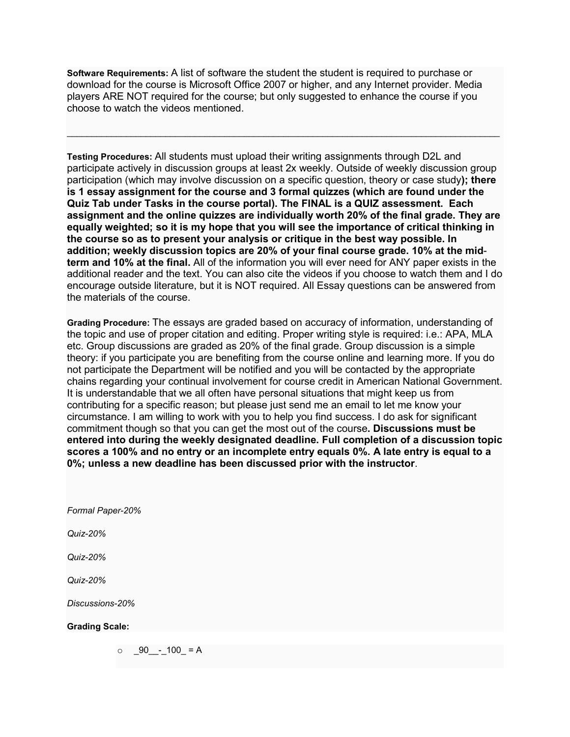**Software Requirements:** A list of software the student the student is required to purchase or download for the course is Microsoft Office 2007 or higher, and any Internet provider. Media players ARE NOT required for the course; but only suggested to enhance the course if you choose to watch the videos mentioned.

---

**Testing Procedures:** All students must upload their writing assignments through D2L and participate actively in discussion groups at least 2x weekly. Outside of weekly discussion group participation (which may involve discussion on a specific question, theory or case study**); there is 1 essay assignment for the course and 3 formal quizzes (which are found under the Quiz Tab under Tasks in the course portal). The FINAL is a QUIZ assessment. Each assignment and the online quizzes are individually worth 20% of the final grade. They are equally weighted; so it is my hope that you will see the importance of critical thinking in the course so as to present your analysis or critique in the best way possible. In addition; weekly discussion topics are 20% of your final course grade. 10% at the mid-term and 10% at the final.** All of the information you will ever need for ANY paper exists in the additional reader and the text. You can also cite the videos if you choose to watch them and I do encourage outside literature, but it is NOT required. All Essay questions can be answered from the materials of the course.

**Grading Procedure:** The essays are graded based on accuracy of information, understanding of the topic and use of proper citation and editing. Proper writing style is required: i.e.: APA, MLA etc. Group discussions are graded as 20% of the final grade. Group discussion is a simple theory: if you participate you are benefiting from the course online and learning more. If you do not participate the Department will be notified and you will be contacted by the appropriate chains regarding your continual involvement for course credit in American National Government. It is understandable that we all often have personal situations that might keep us from contributing for a specific reason; but please just send me an email to let me know your circumstance. I am willing to work with you to help you find success. I do ask for significant commitment though so that you can get the most out of the course**. Discussions must be entered into during the weekly designated deadline. Full completion of a discussion topic scores a 100% and no entry or an incomplete entry equals 0%. A late entry is equal to a 0%; unless a new deadline has been discussed prior with the instructor**.

*Formal Paper-20%*

*Quiz-20%*

*Quiz-20%*

*Quiz-20%*

*Discussions-20%*

**Grading Scale:**

- _90__-_100_ = A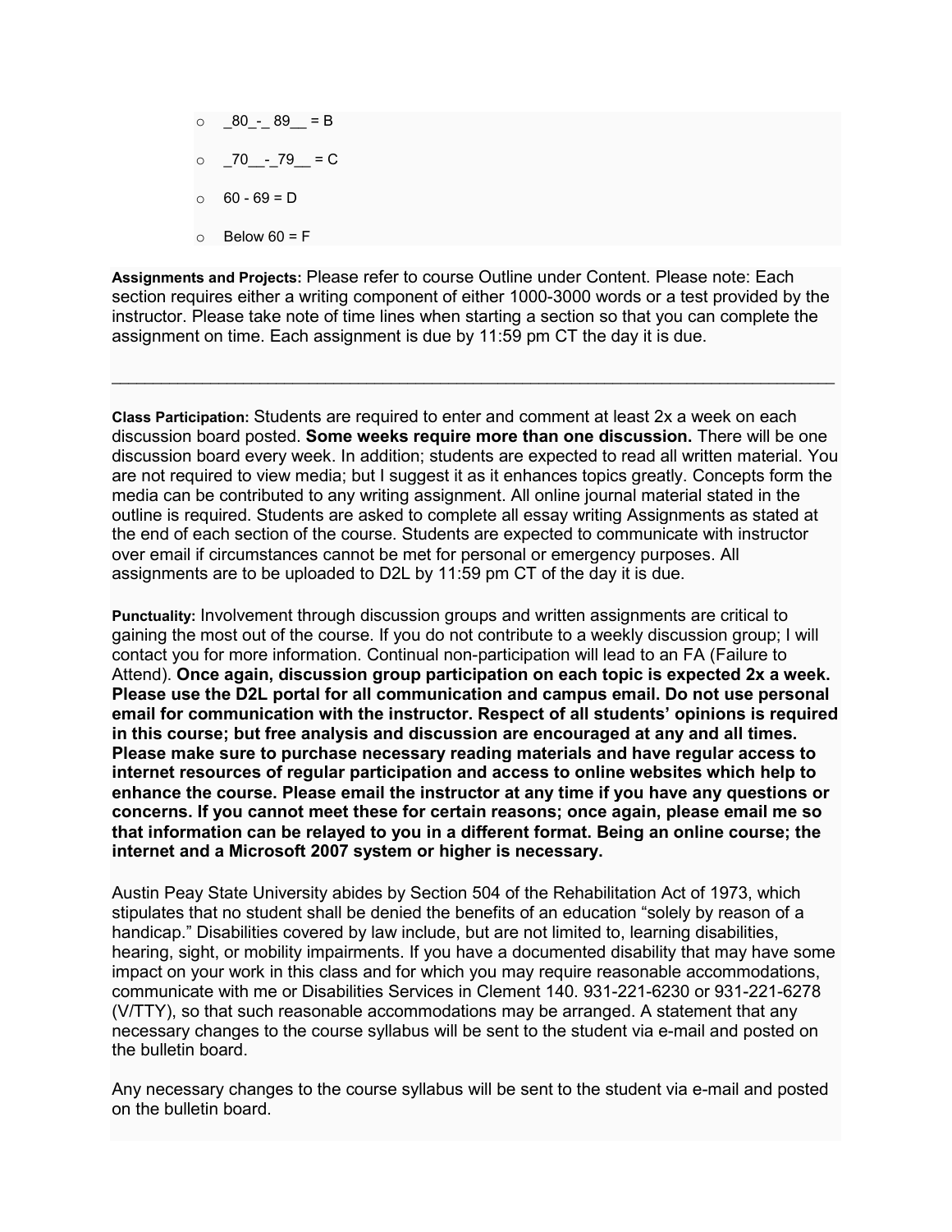- _80_-_ 89__ = B
- _70__-_79__ = C
- 60 - 69 = D
- Below 60 = F

**Assignments and Projects:** Please refer to course Outline under Content. Please note: Each section requires either a writing component of either 1000-3000 words or a test provided by the instructor. Please take note of time lines when starting a section so that you can complete the assignment on time. Each assignment is due by 11:59 pm CT the day it is due.

---

**Class Participation:** Students are required to enter and comment at least 2x a week on each discussion board posted. **Some weeks require more than one discussion.** There will be one discussion board every week. In addition; students are expected to read all written material. You are not required to view media; but I suggest it as it enhances topics greatly. Concepts form the media can be contributed to any writing assignment. All online journal material stated in the outline is required. Students are asked to complete all essay writing Assignments as stated at the end of each section of the course. Students are expected to communicate with instructor over email if circumstances cannot be met for personal or emergency purposes. All assignments are to be uploaded to D2L by 11:59 pm CT of the day it is due.

**Punctuality:** Involvement through discussion groups and written assignments are critical to gaining the most out of the course. If you do not contribute to a weekly discussion group; I will contact you for more information. Continual non-participation will lead to an FA (Failure to Attend). **Once again, discussion group participation on each topic is expected 2x a week. Please use the D2L portal for all communication and campus email. Do not use personal email for communication with the instructor. Respect of all students' opinions is required in this course; but free analysis and discussion are encouraged at any and all times. Please make sure to purchase necessary reading materials and have regular access to internet resources of regular participation and access to online websites which help to enhance the course. Please email the instructor at any time if you have any questions or concerns. If you cannot meet these for certain reasons; once again, please email me so that information can be relayed to you in a different format. Being an online course; the internet and a Microsoft 2007 system or higher is necessary.**

Austin Peay State University abides by Section 504 of the Rehabilitation Act of 1973, which stipulates that no student shall be denied the benefits of an education "solely by reason of a handicap." Disabilities covered by law include, but are not limited to, learning disabilities, hearing, sight, or mobility impairments. If you have a documented disability that may have some impact on your work in this class and for which you may require reasonable accommodations, communicate with me or Disabilities Services in Clement 140. 931-221-6230 or 931-221-6278 (V/TTY), so that such reasonable accommodations may be arranged. A statement that any necessary changes to the course syllabus will be sent to the student via e-mail and posted on the bulletin board.

Any necessary changes to the course syllabus will be sent to the student via e-mail and posted on the bulletin board.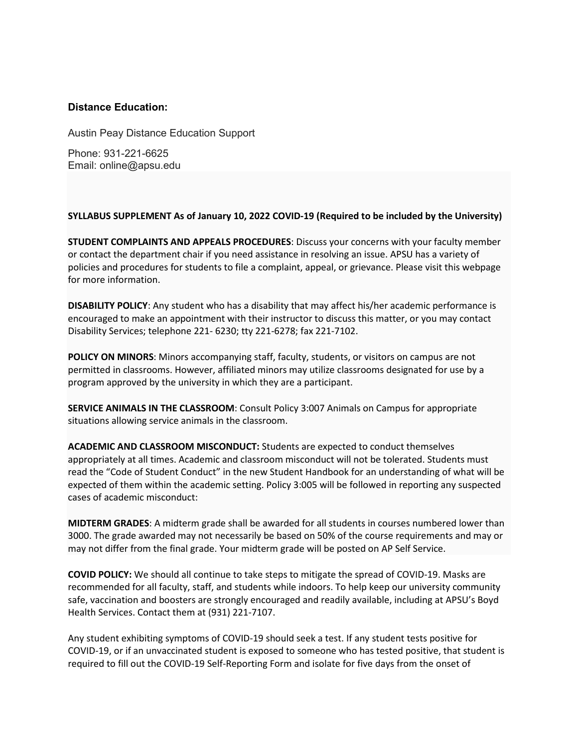### Distance Education:

Austin Peay Distance Education Support

Phone: 931-221-6625
Email: online@apsu.edu

**SYLLABUS SUPPLEMENT As of January 10, 2022 COVID-19 (Required to be included by the University)**

**STUDENT COMPLAINTS AND APPEALS PROCEDURES**: Discuss your concerns with your faculty member or contact the department chair if you need assistance in resolving an issue. APSU has a variety of policies and procedures for students to file a complaint, appeal, or grievance. Please visit this webpage for more information.

**DISABILITY POLICY**: Any student who has a disability that may affect his/her academic performance is encouraged to make an appointment with their instructor to discuss this matter, or you may contact Disability Services; telephone 221- 6230; tty 221-6278; fax 221-7102.

**POLICY ON MINORS**: Minors accompanying staff, faculty, students, or visitors on campus are not permitted in classrooms. However, affiliated minors may utilize classrooms designated for use by a program approved by the university in which they are a participant.

**SERVICE ANIMALS IN THE CLASSROOM**: Consult Policy 3:007 Animals on Campus for appropriate situations allowing service animals in the classroom.

**ACADEMIC AND CLASSROOM MISCONDUCT:** Students are expected to conduct themselves appropriately at all times. Academic and classroom misconduct will not be tolerated. Students must read the "Code of Student Conduct" in the new Student Handbook for an understanding of what will be expected of them within the academic setting. Policy 3:005 will be followed in reporting any suspected cases of academic misconduct:

**MIDTERM GRADES**: A midterm grade shall be awarded for all students in courses numbered lower than 3000. The grade awarded may not necessarily be based on 50% of the course requirements and may or may not differ from the final grade. Your midterm grade will be posted on AP Self Service.

**COVID POLICY:** We should all continue to take steps to mitigate the spread of COVID-19. Masks are recommended for all faculty, staff, and students while indoors. To help keep our university community safe, vaccination and boosters are strongly encouraged and readily available, including at APSU's Boyd Health Services. Contact them at (931) 221-7107.

Any student exhibiting symptoms of COVID-19 should seek a test. If any student tests positive for COVID-19, or if an unvaccinated student is exposed to someone who has tested positive, that student is required to fill out the COVID-19 Self-Reporting Form and isolate for five days from the onset of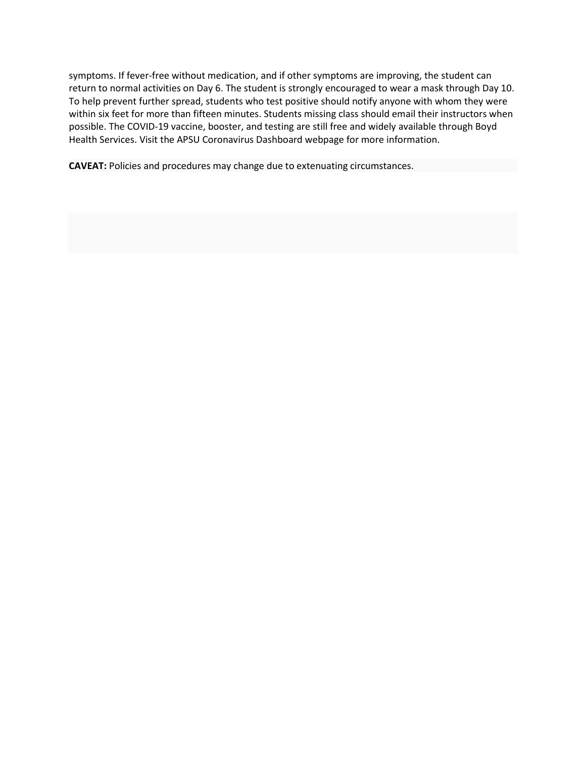symptoms. If fever-free without medication, and if other symptoms are improving, the student can return to normal activities on Day 6. The student is strongly encouraged to wear a mask through Day 10. To help prevent further spread, students who test positive should notify anyone with whom they were within six feet for more than fifteen minutes. Students missing class should email their instructors when possible. The COVID-19 vaccine, booster, and testing are still free and widely available through Boyd Health Services. Visit the APSU Coronavirus Dashboard webpage for more information.

**CAVEAT:** Policies and procedures may change due to extenuating circumstances.